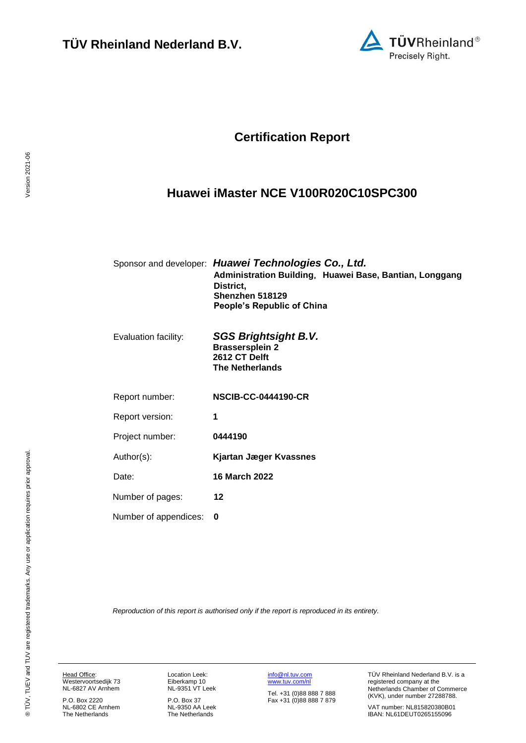**TÜV Rheinland Nederland B.V.**

# Certification Report

## Huawei iMaster NCE V100R020C10SPC300

| | |
|---|---|
| Sponsor and developer: | ***Huawei Technologies Co., Ltd.*** **Administration Building, Huawei Base, Bantian, Longgang District, Shenzhen 518129 People's Republic of China** |
| Evaluation facility: | ***SGS Brightsight B.V.*** **Brassersplein 2 2612 CT Delft The Netherlands** |
| Report number: | **NSCIB-CC-0444190-CR** |
| Report version: | **1** |
| Project number: | **0444190** |
| Author(s): | **Kjartan Jæger Kvassnes** |
| Date: | **16 March 2022** |
| Number of pages: | **12** |
| Number of appendices: | **0** |

*Reproduction of this report is authorised only if the report is reproduced in its entirety.*

Version 2021-06

® TÜV, TUEV and TUV are registered trademarks. Any use or application requires prior approval.

Head Office:
Westervoortsedijk 73
NL-6827 AV Arnhem

P.O. Box 2220
NL-6802 CE Arnhem
The Netherlands

Location Leek:
Eiberkamp 10
NL-9351 VT Leek

P.O. Box 37
NL-9350 AA Leek
The Netherlands

info@nl.tuv.com
www.tuv.com/nl

Tel. +31 (0)88 888 7 888
Fax +31 (0)88 888 7 879

TÜV Rheinland Nederland B.V. is a registered company at the Netherlands Chamber of Commerce (KVK), under number 27288788.

VAT number: NL815820380B01
IBAN: NL61DEUT0265155096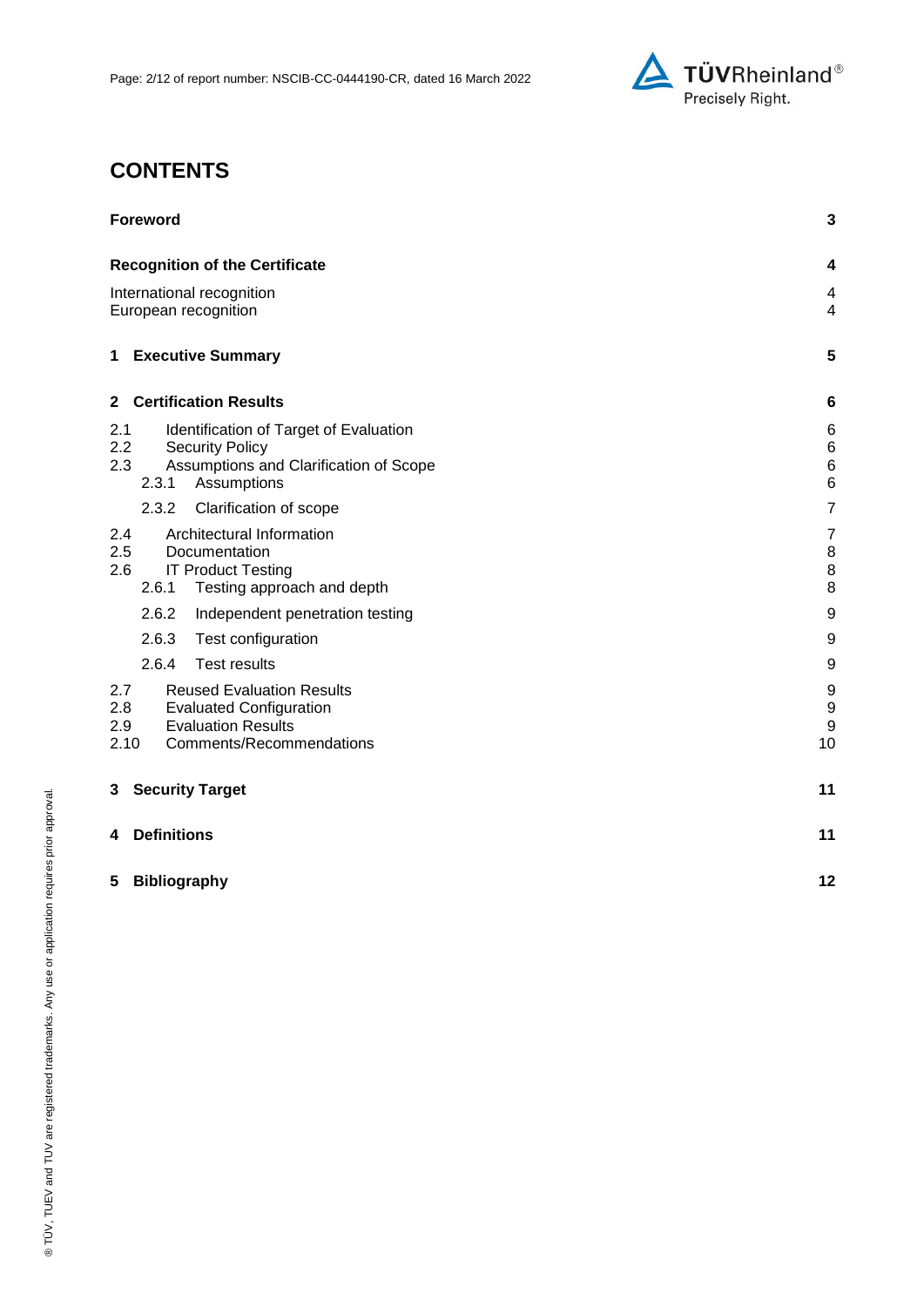# CONTENTS

| | |
|---|---|
| **Foreword** | **3** |
| **Recognition of the Certificate** | **4** |
| International recognition | 4 |
| European recognition | 4 |
| **1 Executive Summary** | **5** |
| **2 Certification Results** | **6** |
| 2.1 Identification of Target of Evaluation | 6 |
| 2.2 Security Policy | 6 |
| 2.3 Assumptions and Clarification of Scope | 6 |
| 2.3.1 Assumptions | 6 |
| 2.3.2 Clarification of scope | 7 |
| 2.4 Architectural Information | 7 |
| 2.5 Documentation | 8 |
| 2.6 IT Product Testing | 8 |
| 2.6.1 Testing approach and depth | 8 |
| 2.6.2 Independent penetration testing | 9 |
| 2.6.3 Test configuration | 9 |
| 2.6.4 Test results | 9 |
| 2.7 Reused Evaluation Results | 9 |
| 2.8 Evaluated Configuration | 9 |
| 2.9 Evaluation Results | 9 |
| 2.10 Comments/Recommendations | 10 |
| **3 Security Target** | **11** |
| **4 Definitions** | **11** |
| **5 Bibliography** | **12** |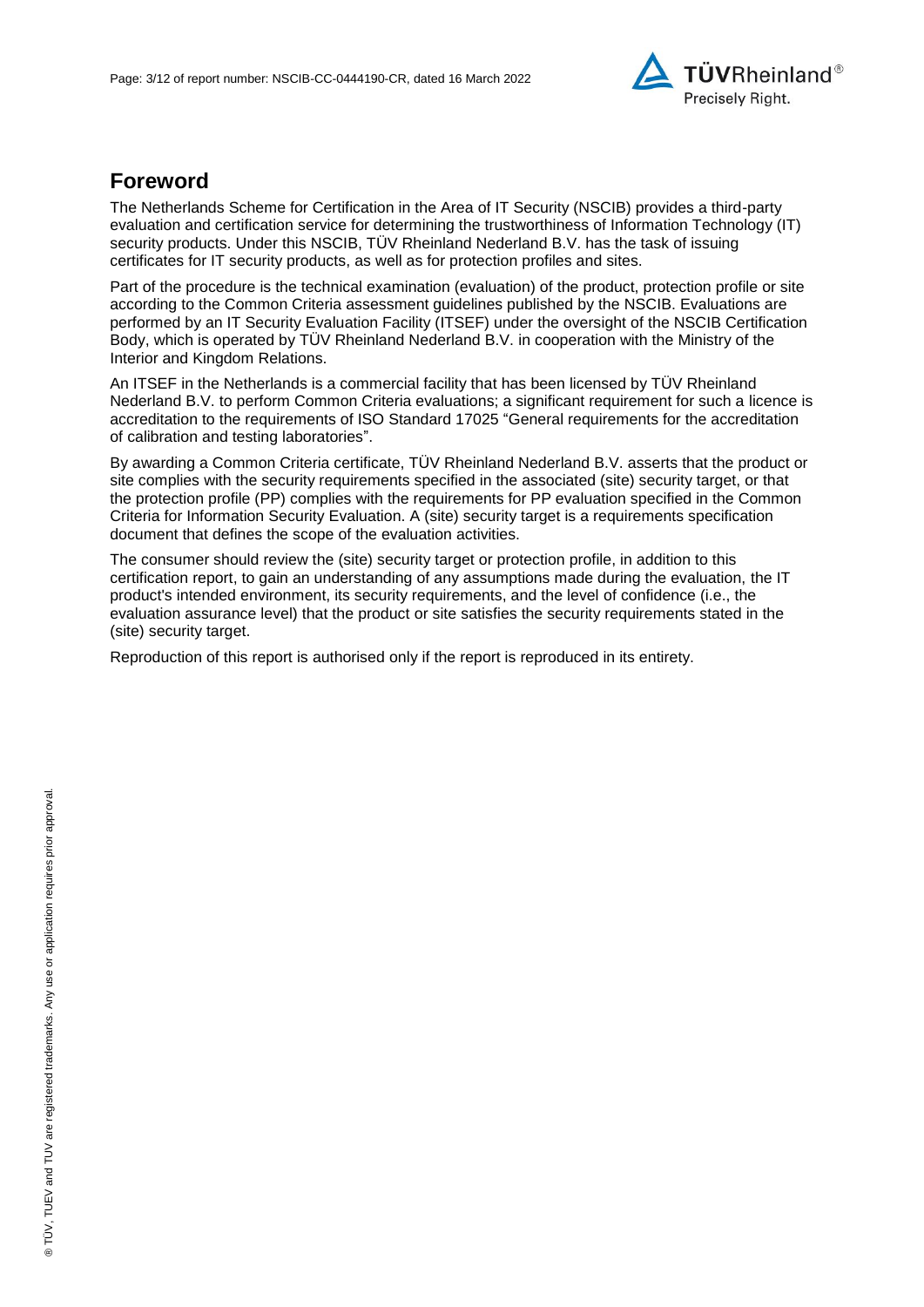## Foreword

The Netherlands Scheme for Certification in the Area of IT Security (NSCIB) provides a third-party evaluation and certification service for determining the trustworthiness of Information Technology (IT) security products. Under this NSCIB, TÜV Rheinland Nederland B.V. has the task of issuing certificates for IT security products, as well as for protection profiles and sites.

Part of the procedure is the technical examination (evaluation) of the product, protection profile or site according to the Common Criteria assessment guidelines published by the NSCIB. Evaluations are performed by an IT Security Evaluation Facility (ITSEF) under the oversight of the NSCIB Certification Body, which is operated by TÜV Rheinland Nederland B.V. in cooperation with the Ministry of the Interior and Kingdom Relations.

An ITSEF in the Netherlands is a commercial facility that has been licensed by TÜV Rheinland Nederland B.V. to perform Common Criteria evaluations; a significant requirement for such a licence is accreditation to the requirements of ISO Standard 17025 "General requirements for the accreditation of calibration and testing laboratories".

By awarding a Common Criteria certificate, TÜV Rheinland Nederland B.V. asserts that the product or site complies with the security requirements specified in the associated (site) security target, or that the protection profile (PP) complies with the requirements for PP evaluation specified in the Common Criteria for Information Security Evaluation. A (site) security target is a requirements specification document that defines the scope of the evaluation activities.

The consumer should review the (site) security target or protection profile, in addition to this certification report, to gain an understanding of any assumptions made during the evaluation, the IT product's intended environment, its security requirements, and the level of confidence (i.e., the evaluation assurance level) that the product or site satisfies the security requirements stated in the (site) security target.

Reproduction of this report is authorised only if the report is reproduced in its entirety.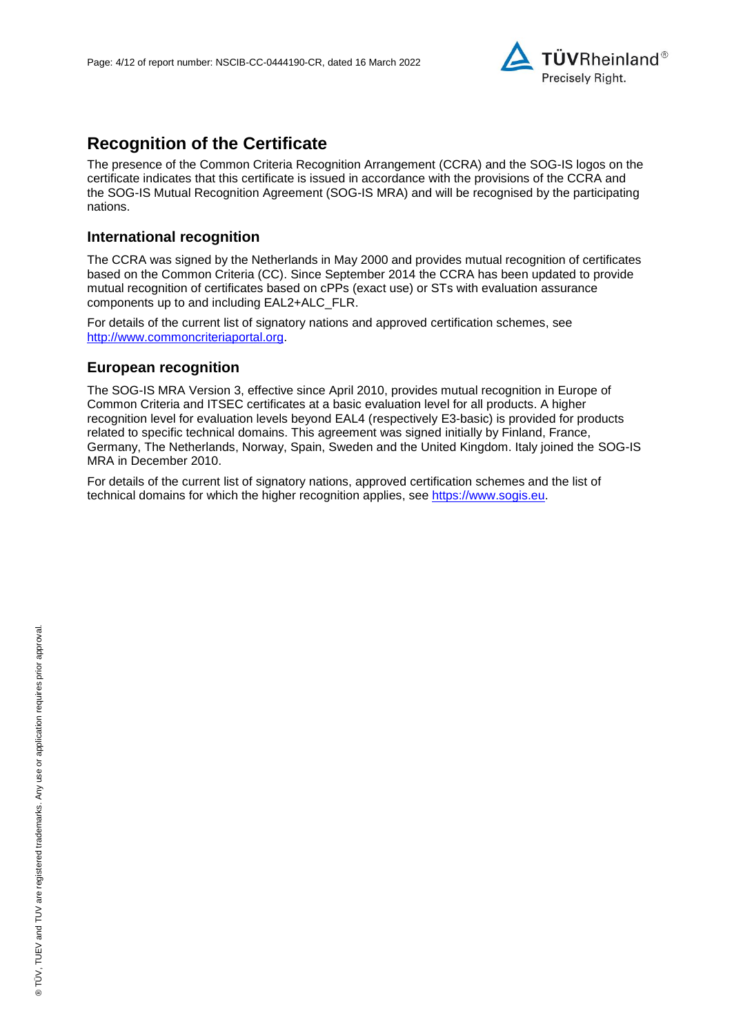# Recognition of the Certificate

The presence of the Common Criteria Recognition Arrangement (CCRA) and the SOG-IS logos on the certificate indicates that this certificate is issued in accordance with the provisions of the CCRA and the SOG-IS Mutual Recognition Agreement (SOG-IS MRA) and will be recognised by the participating nations.

## International recognition

The CCRA was signed by the Netherlands in May 2000 and provides mutual recognition of certificates based on the Common Criteria (CC). Since September 2014 the CCRA has been updated to provide mutual recognition of certificates based on cPPs (exact use) or STs with evaluation assurance components up to and including EAL2+ALC_FLR.

For details of the current list of signatory nations and approved certification schemes, see http://www.commoncriteriaportal.org.

## European recognition

The SOG-IS MRA Version 3, effective since April 2010, provides mutual recognition in Europe of Common Criteria and ITSEC certificates at a basic evaluation level for all products. A higher recognition level for evaluation levels beyond EAL4 (respectively E3-basic) is provided for products related to specific technical domains. This agreement was signed initially by Finland, France, Germany, The Netherlands, Norway, Spain, Sweden and the United Kingdom. Italy joined the SOG-IS MRA in December 2010.

For details of the current list of signatory nations, approved certification schemes and the list of technical domains for which the higher recognition applies, see https://www.sogis.eu.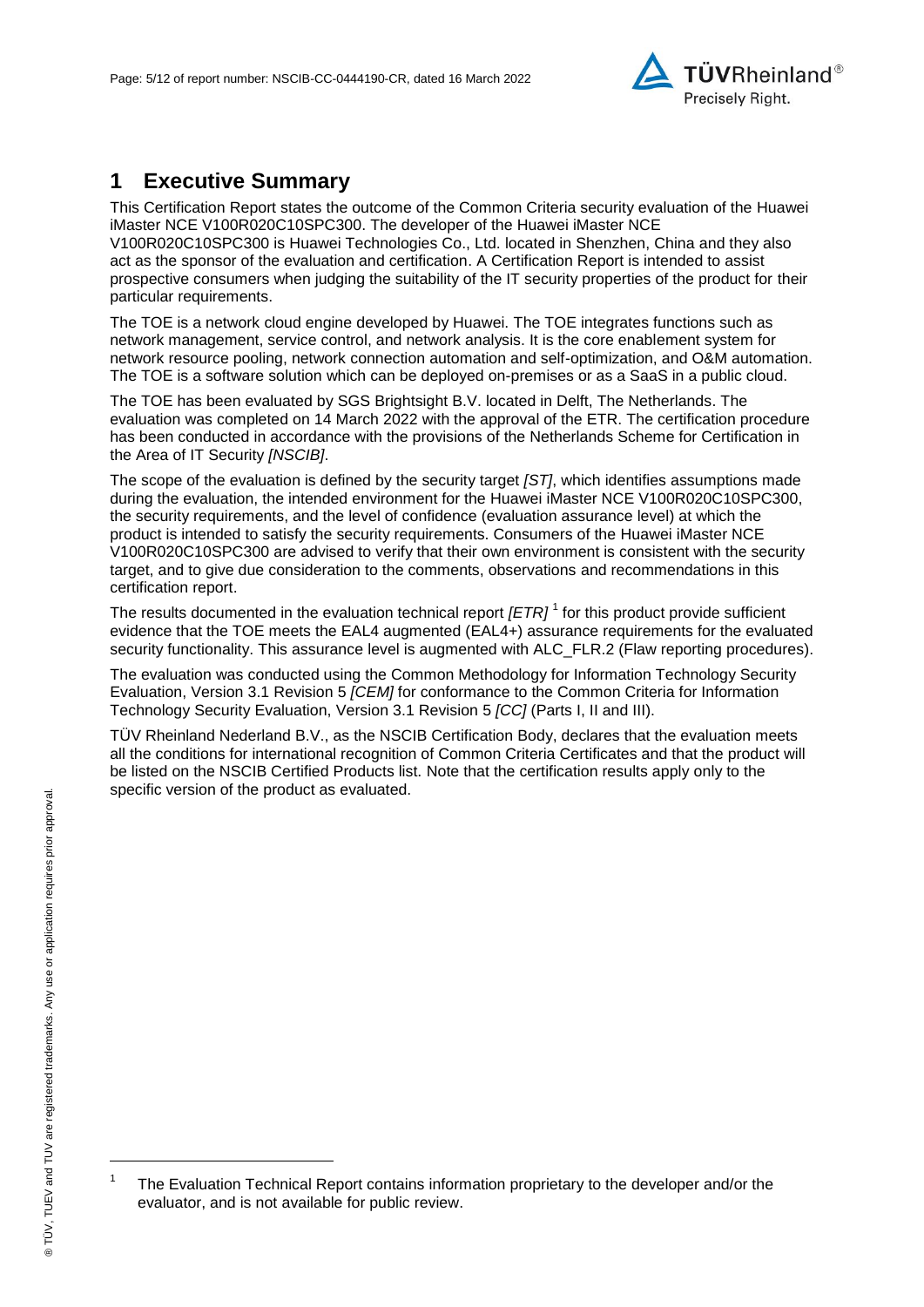# 1 Executive Summary

This Certification Report states the outcome of the Common Criteria security evaluation of the Huawei iMaster NCE V100R020C10SPC300. The developer of the Huawei iMaster NCE V100R020C10SPC300 is Huawei Technologies Co., Ltd. located in Shenzhen, China and they also act as the sponsor of the evaluation and certification. A Certification Report is intended to assist prospective consumers when judging the suitability of the IT security properties of the product for their particular requirements.

The TOE is a network cloud engine developed by Huawei. The TOE integrates functions such as network management, service control, and network analysis. It is the core enablement system for network resource pooling, network connection automation and self-optimization, and O&M automation. The TOE is a software solution which can be deployed on-premises or as a SaaS in a public cloud.

The TOE has been evaluated by SGS Brightsight B.V. located in Delft, The Netherlands. The evaluation was completed on 14 March 2022 with the approval of the ETR. The certification procedure has been conducted in accordance with the provisions of the Netherlands Scheme for Certification in the Area of IT Security *[NSCIB]*.

The scope of the evaluation is defined by the security target *[ST]*, which identifies assumptions made during the evaluation, the intended environment for the Huawei iMaster NCE V100R020C10SPC300, the security requirements, and the level of confidence (evaluation assurance level) at which the product is intended to satisfy the security requirements. Consumers of the Huawei iMaster NCE V100R020C10SPC300 are advised to verify that their own environment is consistent with the security target, and to give due consideration to the comments, observations and recommendations in this certification report.

The results documented in the evaluation technical report *[ETR]* [1] for this product provide sufficient evidence that the TOE meets the EAL4 augmented (EAL4+) assurance requirements for the evaluated security functionality. This assurance level is augmented with ALC_FLR.2 (Flaw reporting procedures).

The evaluation was conducted using the Common Methodology for Information Technology Security Evaluation, Version 3.1 Revision 5 *[CEM]* for conformance to the Common Criteria for Information Technology Security Evaluation, Version 3.1 Revision 5 *[CC]* (Parts I, II and III).

TÜV Rheinland Nederland B.V., as the NSCIB Certification Body, declares that the evaluation meets all the conditions for international recognition of Common Criteria Certificates and that the product will be listed on the NSCIB Certified Products list. Note that the certification results apply only to the specific version of the product as evaluated.

[1] The Evaluation Technical Report contains information proprietary to the developer and/or the evaluator, and is not available for public review.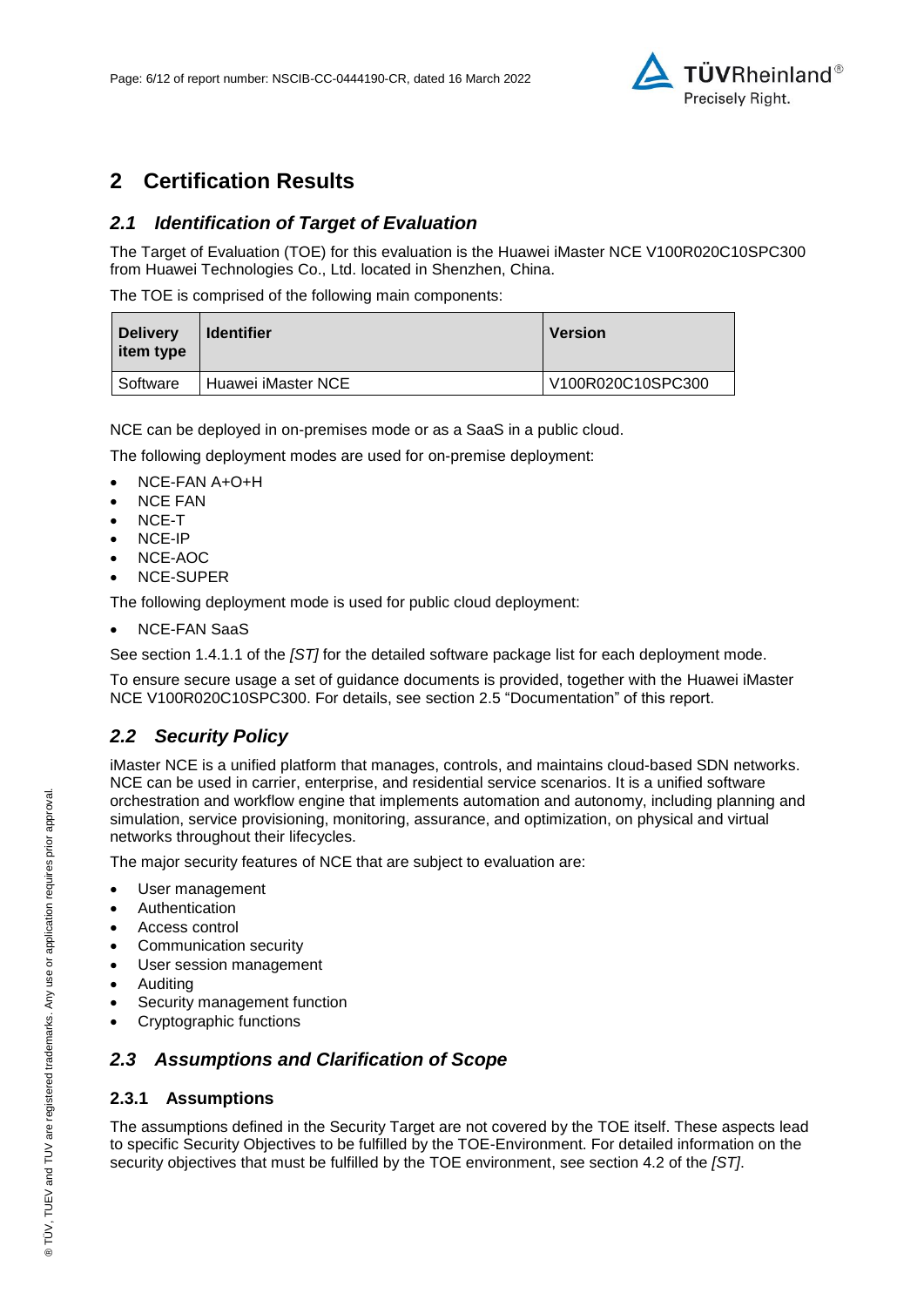# 2 Certification Results

## *2.1 Identification of Target of Evaluation*

The Target of Evaluation (TOE) for this evaluation is the Huawei iMaster NCE V100R020C10SPC300 from Huawei Technologies Co., Ltd. located in Shenzhen, China.

The TOE is comprised of the following main components:

| Delivery item type | Identifier | Version |
|---|---|---|
| Software | Huawei iMaster NCE | V100R020C10SPC300 |

NCE can be deployed in on-premises mode or as a SaaS in a public cloud.

The following deployment modes are used for on-premise deployment:

- NCE-FAN A+O+H
- NCE FAN
- NCE-T
- NCE-IP
- NCE-AOC
- NCE-SUPER

The following deployment mode is used for public cloud deployment:

- NCE-FAN SaaS

See section 1.4.1.1 of the *[ST]* for the detailed software package list for each deployment mode.

To ensure secure usage a set of guidance documents is provided, together with the Huawei iMaster NCE V100R020C10SPC300. For details, see section 2.5 "Documentation" of this report.

## *2.2 Security Policy*

iMaster NCE is a unified platform that manages, controls, and maintains cloud-based SDN networks. NCE can be used in carrier, enterprise, and residential service scenarios. It is a unified software orchestration and workflow engine that implements automation and autonomy, including planning and simulation, service provisioning, monitoring, assurance, and optimization, on physical and virtual networks throughout their lifecycles.

The major security features of NCE that are subject to evaluation are:

- User management
- Authentication
- Access control
- Communication security
- User session management
- Auditing
- Security management function
- Cryptographic functions

## *2.3 Assumptions and Clarification of Scope*

### 2.3.1 Assumptions

The assumptions defined in the Security Target are not covered by the TOE itself. These aspects lead to specific Security Objectives to be fulfilled by the TOE-Environment. For detailed information on the security objectives that must be fulfilled by the TOE environment, see section 4.2 of the *[ST]*.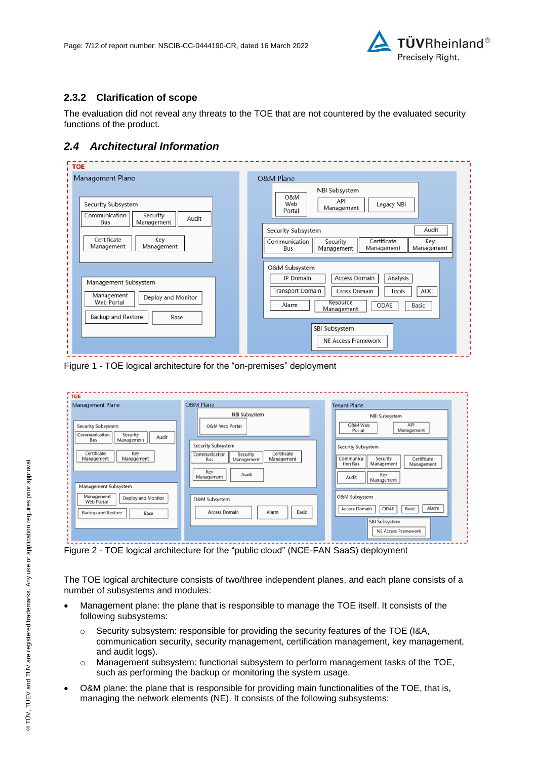### 2.3.2 Clarification of scope

The evaluation did not reveal any threats to the TOE that are not countered by the evaluated security functions of the product.

## 2.4 *Architectural Information*

Figure 1 - TOE logical architecture for the “on-premises” deployment

Figure 2 - TOE logical architecture for the “public cloud” (NCE-FAN SaaS) deployment

The TOE logical architecture consists of two/three independent planes, and each plane consists of a number of subsystems and modules:

- Management plane: the plane that is responsible to manage the TOE itself. It consists of the following subsystems:
  - Security subsystem: responsible for providing the security features of the TOE (I&A, communication security, security management, certification management, key management, and audit logs).
  - Management subsystem: functional subsystem to perform management tasks of the TOE, such as performing the backup or monitoring the system usage.
- O&M plane: the plane that is responsible for providing main functionalities of the TOE, that is, managing the network elements (NE). It consists of the following subsystems: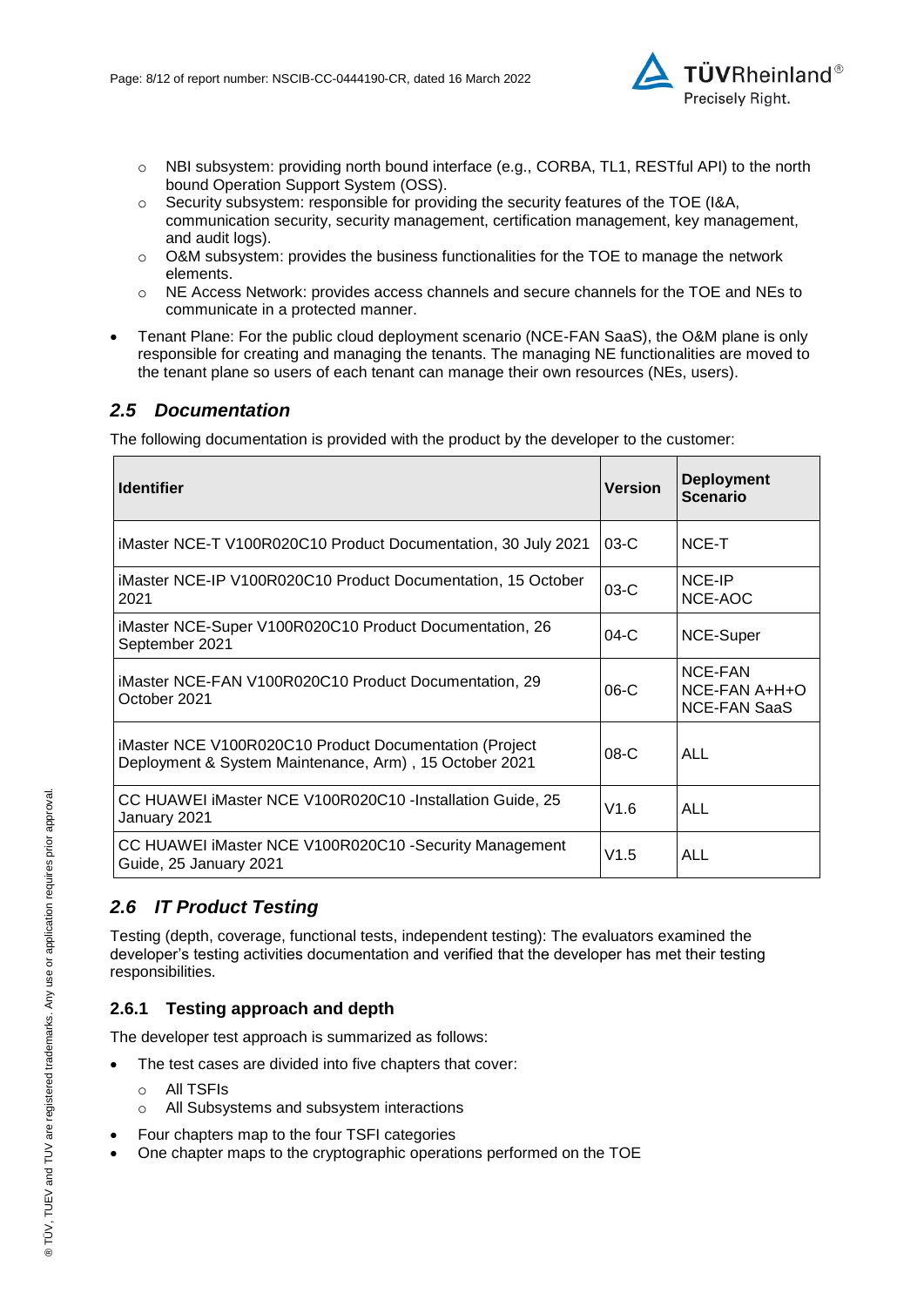- NBI subsystem: providing north bound interface (e.g., CORBA, TL1, RESTful API) to the north bound Operation Support System (OSS).
  - Security subsystem: responsible for providing the security features of the TOE (I&A, communication security, security management, certification management, key management, and audit logs).
  - O&M subsystem: provides the business functionalities for the TOE to manage the network elements.
  - NE Access Network: provides access channels and secure channels for the TOE and NEs to communicate in a protected manner.
- Tenant Plane: For the public cloud deployment scenario (NCE-FAN SaaS), the O&M plane is only responsible for creating and managing the tenants. The managing NE functionalities are moved to the tenant plane so users of each tenant can manage their own resources (NEs, users).

## *2.5 Documentation*

The following documentation is provided with the product by the developer to the customer:

| Identifier | Version | Deployment Scenario |
|---|---|---|
| iMaster NCE-T V100R020C10 Product Documentation, 30 July 2021 | 03-C | NCE-T |
| iMaster NCE-IP V100R020C10 Product Documentation, 15 October 2021 | 03-C | NCE-IP<br>NCE-AOC |
| iMaster NCE-Super V100R020C10 Product Documentation, 26 September 2021 | 04-C | NCE-Super |
| iMaster NCE-FAN V100R020C10 Product Documentation, 29 October 2021 | 06-C | NCE-FAN<br>NCE-FAN A+H+O<br>NCE-FAN SaaS |
| iMaster NCE V100R020C10 Product Documentation (Project Deployment & System Maintenance, Arm) , 15 October 2021 | 08-C | ALL |
| CC HUAWEI iMaster NCE V100R020C10 -Installation Guide, 25 January 2021 | V1.6 | ALL |
| CC HUAWEI iMaster NCE V100R020C10 -Security Management Guide, 25 January 2021 | V1.5 | ALL |

## *2.6 IT Product Testing*

Testing (depth, coverage, functional tests, independent testing): The evaluators examined the developer's testing activities documentation and verified that the developer has met their testing responsibilities.

### 2.6.1 Testing approach and depth

The developer test approach is summarized as follows:

- The test cases are divided into five chapters that cover:
  - All TSFIs
  - All Subsystems and subsystem interactions
- Four chapters map to the four TSFI categories
- One chapter maps to the cryptographic operations performed on the TOE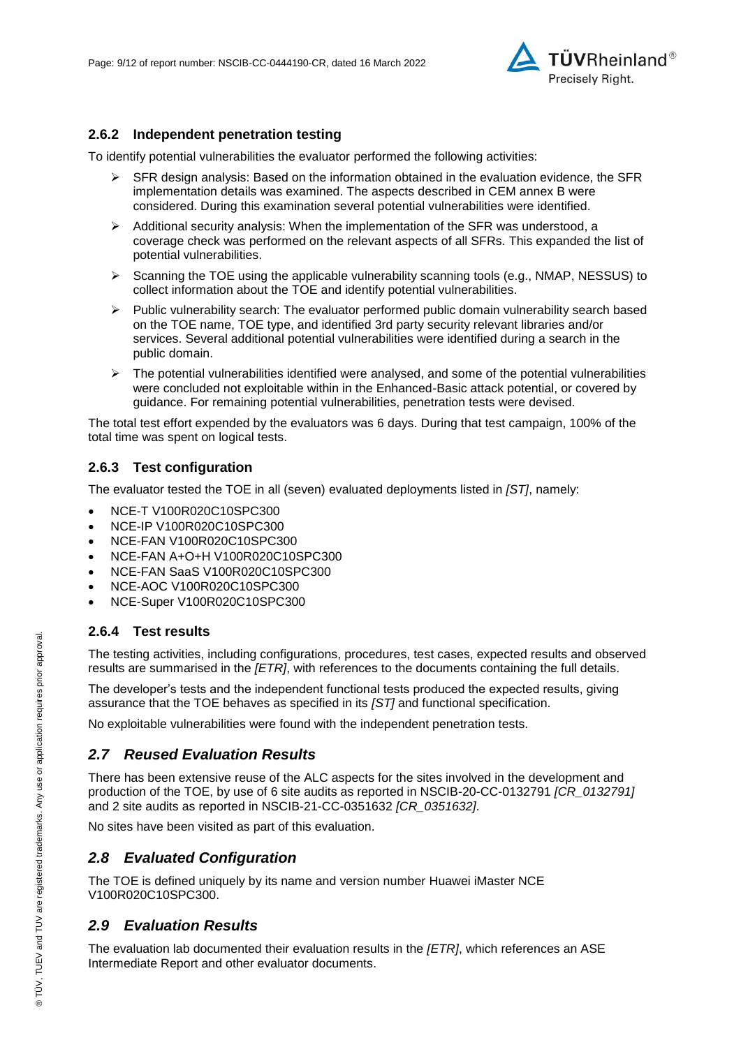### 2.6.2 Independent penetration testing

To identify potential vulnerabilities the evaluator performed the following activities:

- SFR design analysis: Based on the information obtained in the evaluation evidence, the SFR implementation details was examined. The aspects described in CEM annex B were considered. During this examination several potential vulnerabilities were identified.
- Additional security analysis: When the implementation of the SFR was understood, a coverage check was performed on the relevant aspects of all SFRs. This expanded the list of potential vulnerabilities.
- Scanning the TOE using the applicable vulnerability scanning tools (e.g., NMAP, NESSUS) to collect information about the TOE and identify potential vulnerabilities.
- Public vulnerability search: The evaluator performed public domain vulnerability search based on the TOE name, TOE type, and identified 3rd party security relevant libraries and/or services. Several additional potential vulnerabilities were identified during a search in the public domain.
- The potential vulnerabilities identified were analysed, and some of the potential vulnerabilities were concluded not exploitable within in the Enhanced-Basic attack potential, or covered by guidance. For remaining potential vulnerabilities, penetration tests were devised.

The total test effort expended by the evaluators was 6 days. During that test campaign, 100% of the total time was spent on logical tests.

### 2.6.3 Test configuration

The evaluator tested the TOE in all (seven) evaluated deployments listed in *[ST]*, namely:

- NCE-T V100R020C10SPC300
- NCE-IP V100R020C10SPC300
- NCE-FAN V100R020C10SPC300
- NCE-FAN A+O+H V100R020C10SPC300
- NCE-FAN SaaS V100R020C10SPC300
- NCE-AOC V100R020C10SPC300
- NCE-Super V100R020C10SPC300

### 2.6.4 Test results

The testing activities, including configurations, procedures, test cases, expected results and observed results are summarised in the *[ETR]*, with references to the documents containing the full details.

The developer's tests and the independent functional tests produced the expected results, giving assurance that the TOE behaves as specified in its *[ST]* and functional specification.

No exploitable vulnerabilities were found with the independent penetration tests.

## *2.7 Reused Evaluation Results*

There has been extensive reuse of the ALC aspects for the sites involved in the development and production of the TOE, by use of 6 site audits as reported in NSCIB-20-CC-0132791 *[CR_0132791]* and 2 site audits as reported in NSCIB-21-CC-0351632 *[CR_0351632]*.

No sites have been visited as part of this evaluation.

## *2.8 Evaluated Configuration*

The TOE is defined uniquely by its name and version number Huawei iMaster NCE V100R020C10SPC300.

## *2.9 Evaluation Results*

The evaluation lab documented their evaluation results in the *[ETR]*, which references an ASE Intermediate Report and other evaluator documents.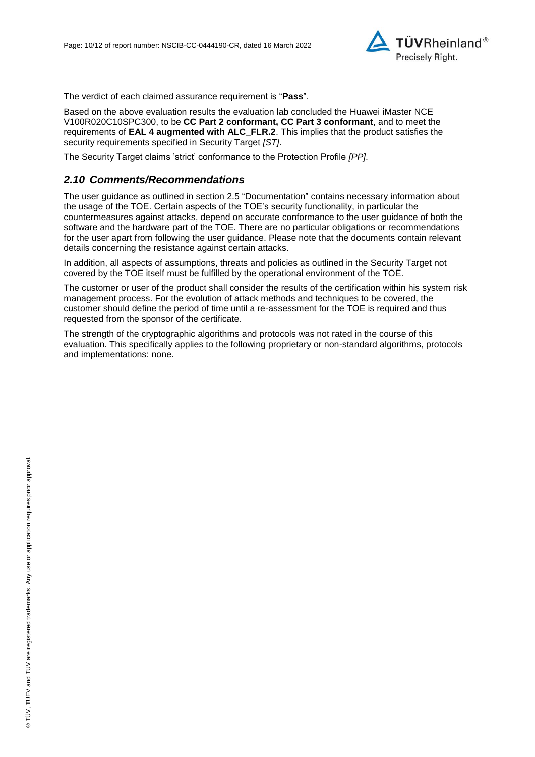The verdict of each claimed assurance requirement is "**Pass**".

Based on the above evaluation results the evaluation lab concluded the Huawei iMaster NCE V100R020C10SPC300, to be **CC Part 2 conformant, CC Part 3 conformant**, and to meet the requirements of **EAL 4 augmented with ALC_FLR.2**. This implies that the product satisfies the security requirements specified in Security Target *[ST]*.

The Security Target claims 'strict' conformance to the Protection Profile *[PP]*.

## *2.10 Comments/Recommendations*

The user guidance as outlined in section 2.5 "Documentation" contains necessary information about the usage of the TOE. Certain aspects of the TOE's security functionality, in particular the countermeasures against attacks, depend on accurate conformance to the user guidance of both the software and the hardware part of the TOE. There are no particular obligations or recommendations for the user apart from following the user guidance. Please note that the documents contain relevant details concerning the resistance against certain attacks.

In addition, all aspects of assumptions, threats and policies as outlined in the Security Target not covered by the TOE itself must be fulfilled by the operational environment of the TOE.

The customer or user of the product shall consider the results of the certification within his system risk management process. For the evolution of attack methods and techniques to be covered, the customer should define the period of time until a re-assessment for the TOE is required and thus requested from the sponsor of the certificate.

The strength of the cryptographic algorithms and protocols was not rated in the course of this evaluation. This specifically applies to the following proprietary or non-standard algorithms, protocols and implementations: none.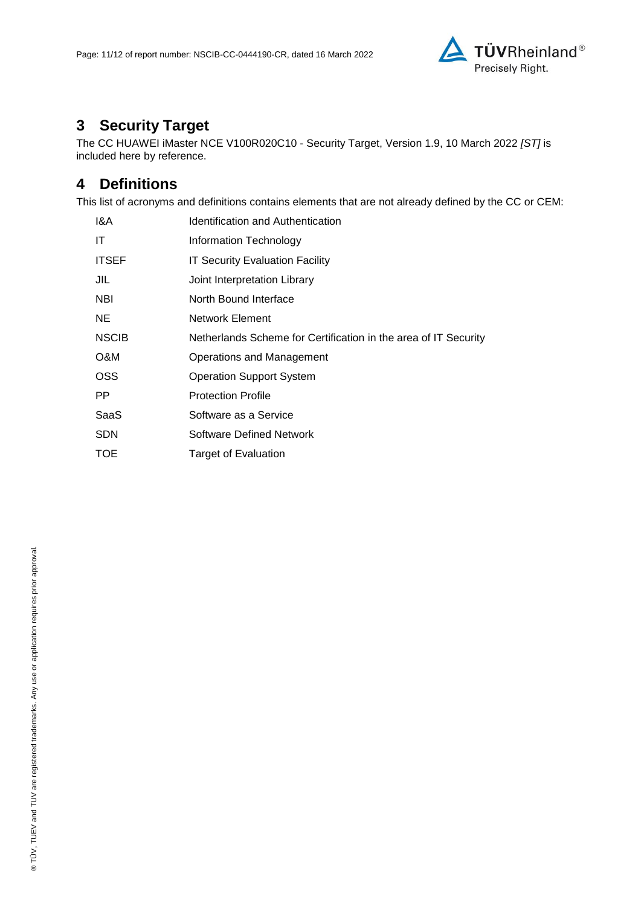## 3 Security Target

The CC HUAWEI iMaster NCE V100R020C10 - Security Target, Version 1.9, 10 March 2022 *[ST]* is included here by reference.

## 4 Definitions

This list of acronyms and definitions contains elements that are not already defined by the CC or CEM:

| | |
|---|---|
| I&A | Identification and Authentication |
| IT | Information Technology |
| ITSEF | IT Security Evaluation Facility |
| JIL | Joint Interpretation Library |
| NBI | North Bound Interface |
| NE | Network Element |
| NSCIB | Netherlands Scheme for Certification in the area of IT Security |
| O&M | Operations and Management |
| OSS | Operation Support System |
| PP | Protection Profile |
| SaaS | Software as a Service |
| SDN | Software Defined Network |
| TOE | Target of Evaluation |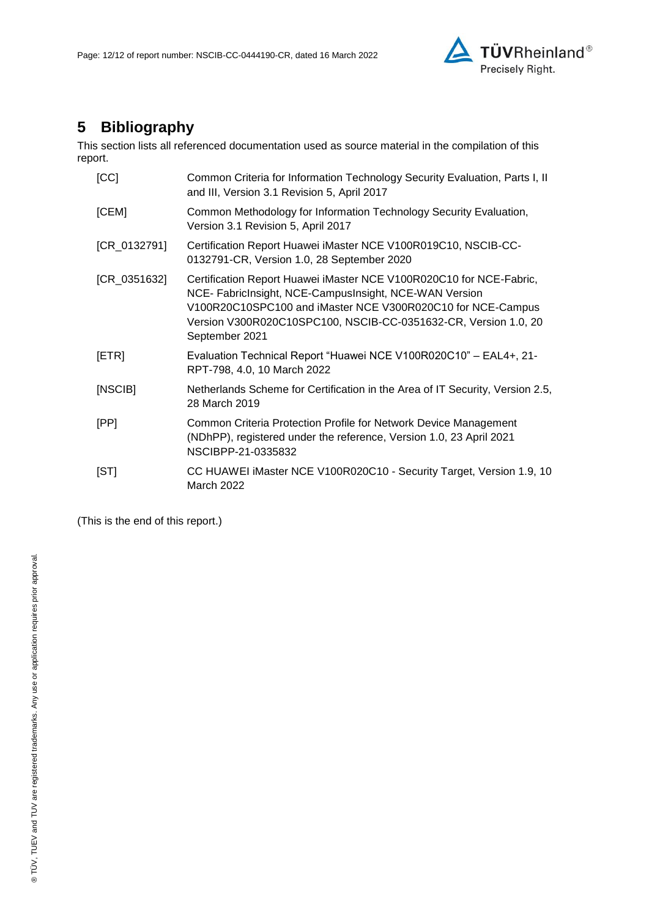# 5 Bibliography

This section lists all referenced documentation used as source material in the compilation of this report.

| | |
|---|---|
| [CC] | Common Criteria for Information Technology Security Evaluation, Parts I, II and III, Version 3.1 Revision 5, April 2017 |
| [CEM] | Common Methodology for Information Technology Security Evaluation, Version 3.1 Revision 5, April 2017 |
| [CR_0132791] | Certification Report Huawei iMaster NCE V100R019C10, NSCIB-CC-0132791-CR, Version 1.0, 28 September 2020 |
| [CR_0351632] | Certification Report Huawei iMaster NCE V100R020C10 for NCE-Fabric, NCE- FabricInsight, NCE-CampusInsight, NCE-WAN Version V100R20C10SPC100 and iMaster NCE V300R020C10 for NCE-Campus Version V300R020C10SPC100, NSCIB-CC-0351632-CR, Version 1.0, 20 September 2021 |
| [ETR] | Evaluation Technical Report "Huawei NCE V100R020C10" – EAL4+, 21-RPT-798, 4.0, 10 March 2022 |
| [NSCIB] | Netherlands Scheme for Certification in the Area of IT Security, Version 2.5, 28 March 2019 |
| [PP] | Common Criteria Protection Profile for Network Device Management (NDhPP), registered under the reference, Version 1.0, 23 April 2021 NSCIBPP-21-0335832 |
| [ST] | CC HUAWEI iMaster NCE V100R020C10 - Security Target, Version 1.9, 10 March 2022 |

(This is the end of this report.)